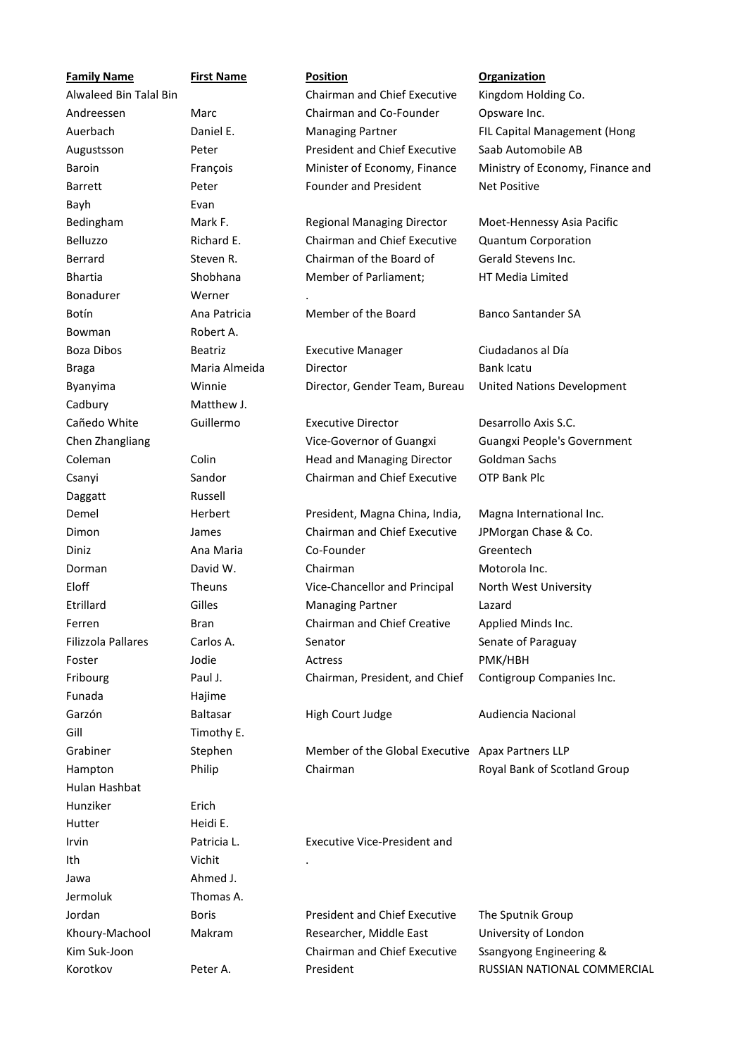| Family Name | First Name | Position | Organization |
| --- | --- | --- | --- |
| Alwaleed Bin Talal Bin | | Chairman and Chief Executive | Kingdom Holding Co. |
| Andreessen | Marc | Chairman and Co-Founder | Opsware Inc. |
| Auerbach | Daniel E. | Managing Partner | FIL Capital Management (Hong |
| Augustsson | Peter | President and Chief Executive | Saab Automobile AB |
| Baroin | François | Minister of Economy, Finance | Ministry of Economy, Finance and |
| Barrett | Peter | Founder and President | Net Positive |
| Bayh | Evan | | |
| Bedingham | Mark F. | Regional Managing Director | Moet-Hennessy Asia Pacific |
| Belluzzo | Richard E. | Chairman and Chief Executive | Quantum Corporation |
| Berrard | Steven R. | Chairman of the Board of | Gerald Stevens Inc. |
| Bhartia | Shobhana | Member of Parliament; | HT Media Limited |
| Bonadurer | Werner | . | |
| Botín | Ana Patricia | Member of the Board | Banco Santander SA |
| Bowman | Robert A. | | |
| Boza Dibos | Beatriz | Executive Manager | Ciudadanos al Día |
| Braga | Maria Almeida | Director | Bank Icatu |
| Byanyima | Winnie | Director, Gender Team, Bureau | United Nations Development |
| Cadbury | Matthew J. | | |
| Cañedo White | Guillermo | Executive Director | Desarrollo Axis S.C. |
| Chen Zhangliang | | Vice-Governor of Guangxi | Guangxi People's Government |
| Coleman | Colin | Head and Managing Director | Goldman Sachs |
| Csanyi | Sandor | Chairman and Chief Executive | OTP Bank Plc |
| Daggatt | Russell | | |
| Demel | Herbert | President, Magna China, India, | Magna International Inc. |
| Dimon | James | Chairman and Chief Executive | JPMorgan Chase & Co. |
| Diniz | Ana Maria | Co-Founder | Greentech |
| Dorman | David W. | Chairman | Motorola Inc. |
| Eloff | Theuns | Vice-Chancellor and Principal | North West University |
| Etrillard | Gilles | Managing Partner | Lazard |
| Ferren | Bran | Chairman and Chief Creative | Applied Minds Inc. |
| Filizzola Pallares | Carlos A. | Senator | Senate of Paraguay |
| Foster | Jodie | Actress | PMK/HBH |
| Fribourg | Paul J. | Chairman, President, and Chief | Contigroup Companies Inc. |
| Funada | Hajime | | |
| Garzón | Baltasar | High Court Judge | Audiencia Nacional |
| Gill | Timothy E. | | |
| Grabiner | Stephen | Member of the Global Executive | Apax Partners LLP |
| Hampton | Philip | Chairman | Royal Bank of Scotland Group |
| Hulan Hashbat | | | |
| Hunziker | Erich | | |
| Hutter | Heidi E. | | |
| Irvin | Patricia L. | Executive Vice-President and | |
| Ith | Vichit | . | |
| Jawa | Ahmed J. | | |
| Jermoluk | Thomas A. | | |
| Jordan | Boris | President and Chief Executive | The Sputnik Group |
| Khoury-Machool | Makram | Researcher, Middle East | University of London |
| Kim Suk-Joon | | Chairman and Chief Executive | Ssangyong Engineering & |
| Korotkov | Peter A. | President | RUSSIAN NATIONAL COMMERCIAL |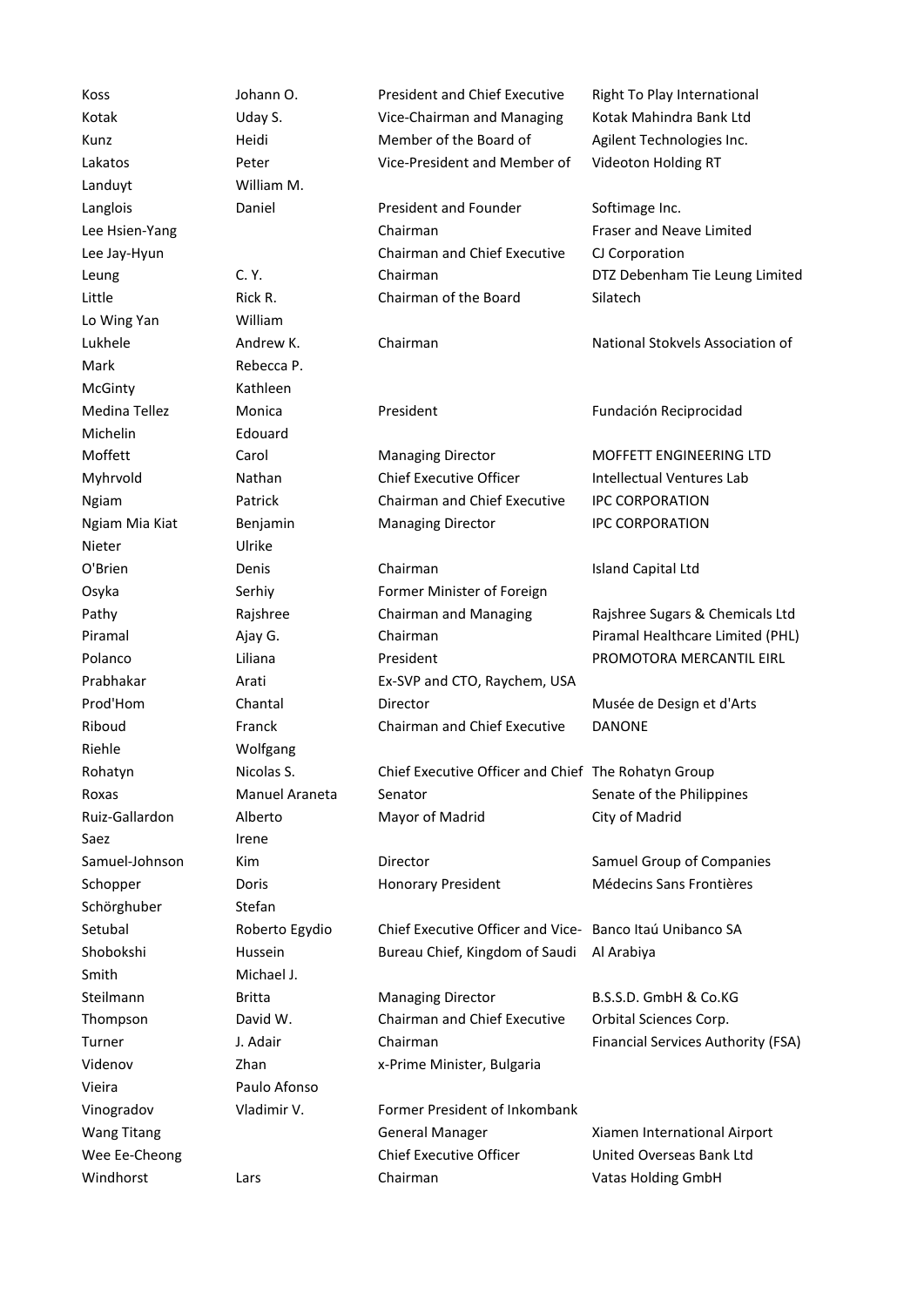| | | | |
|---|---|---|---|
| Koss | Johann O. | President and Chief Executive | Right To Play International |
| Kotak | Uday S. | Vice-Chairman and Managing | Kotak Mahindra Bank Ltd |
| Kunz | Heidi | Member of the Board of | Agilent Technologies Inc. |
| Lakatos | Peter | Vice-President and Member of | Videoton Holding RT |
| Landuyt | William M. | | |
| Langlois | Daniel | President and Founder | Softimage Inc. |
| Lee Hsien-Yang | | Chairman | Fraser and Neave Limited |
| Lee Jay-Hyun | | Chairman and Chief Executive | CJ Corporation |
| Leung | C. Y. | Chairman | DTZ Debenham Tie Leung Limited |
| Little | Rick R. | Chairman of the Board | Silatech |
| Lo Wing Yan | William | | |
| Lukhele | Andrew K. | Chairman | National Stokvels Association of |
| Mark | Rebecca P. | | |
| McGinty | Kathleen | | |
| Medina Tellez | Monica | President | Fundación Reciprocidad |
| Michelin | Edouard | | |
| Moffett | Carol | Managing Director | MOFFETT ENGINEERING LTD |
| Myhrvold | Nathan | Chief Executive Officer | Intellectual Ventures Lab |
| Ngiam | Patrick | Chairman and Chief Executive | IPC CORPORATION |
| Ngiam Mia Kiat | Benjamin | Managing Director | IPC CORPORATION |
| Nieter | Ulrike | | |
| O'Brien | Denis | Chairman | Island Capital Ltd |
| Osyka | Serhiy | Former Minister of Foreign | |
| Pathy | Rajshree | Chairman and Managing | Rajshree Sugars & Chemicals Ltd |
| Piramal | Ajay G. | Chairman | Piramal Healthcare Limited (PHL) |
| Polanco | Liliana | President | PROMOTORA MERCANTIL EIRL |
| Prabhakar | Arati | Ex-SVP and CTO, Raychem, USA | |
| Prod'Hom | Chantal | Director | Musée de Design et d'Arts |
| Riboud | Franck | Chairman and Chief Executive | DANONE |
| Riehle | Wolfgang | | |
| Rohatyn | Nicolas S. | Chief Executive Officer and Chief | The Rohatyn Group |
| Roxas | Manuel Araneta | Senator | Senate of the Philippines |
| Ruiz-Gallardon | Alberto | Mayor of Madrid | City of Madrid |
| Saez | Irene | | |
| Samuel-Johnson | Kim | Director | Samuel Group of Companies |
| Schopper | Doris | Honorary President | Médecins Sans Frontières |
| Schörghuber | Stefan | | |
| Setubal | Roberto Egydio | Chief Executive Officer and Vice- | Banco Itaú Unibanco SA |
| Shobokshi | Hussein | Bureau Chief, Kingdom of Saudi | Al Arabiya |
| Smith | Michael J. | | |
| Steilmann | Britta | Managing Director | B.S.S.D. GmbH & Co.KG |
| Thompson | David W. | Chairman and Chief Executive | Orbital Sciences Corp. |
| Turner | J. Adair | Chairman | Financial Services Authority (FSA) |
| Videnov | Zhan | x-Prime Minister, Bulgaria | |
| Vieira | Paulo Afonso | | |
| Vinogradov | Vladimir V. | Former President of Inkombank | |
| Wang Titang | | General Manager | Xiamen International Airport |
| Wee Ee-Cheong | | Chief Executive Officer | United Overseas Bank Ltd |
| Windhorst | Lars | Chairman | Vatas Holding GmbH |